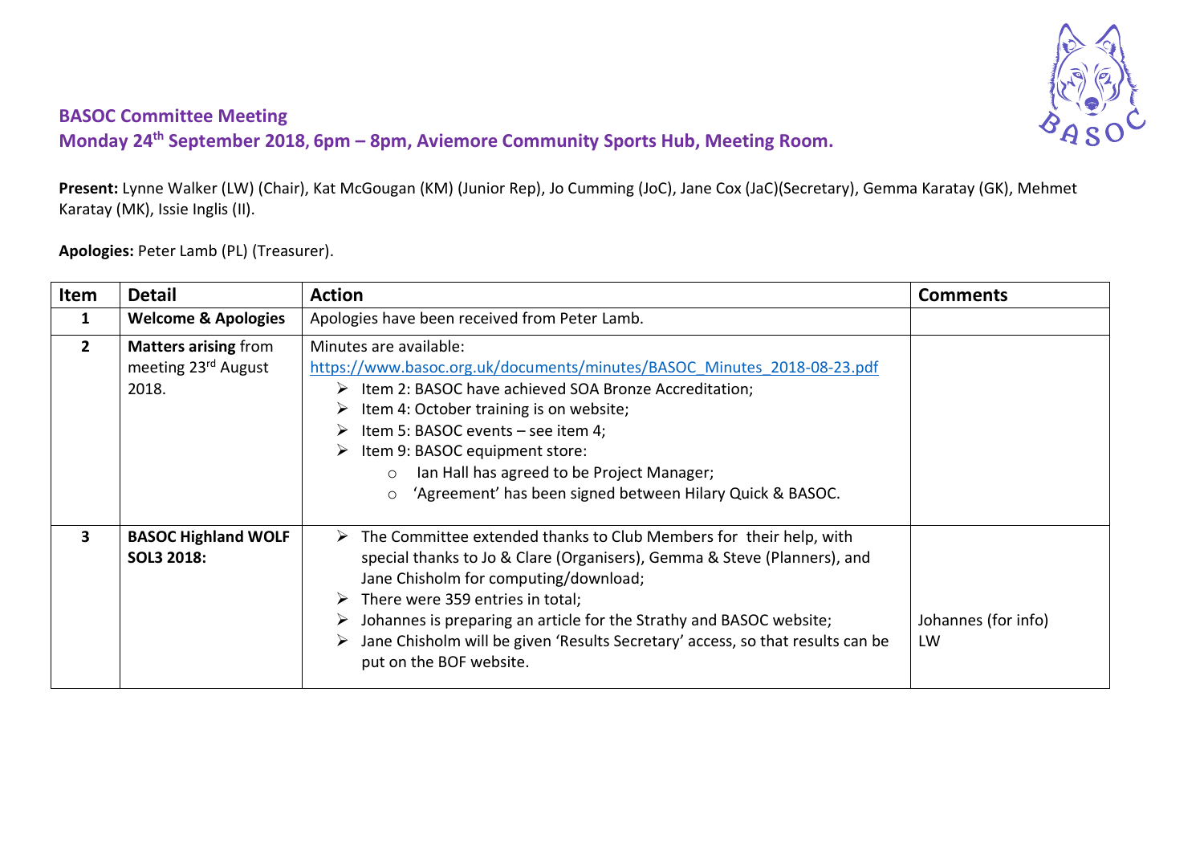## BASOC Committee Meeting
## Monday 24th September 2018, 6pm – 8pm, Aviemore Community Sports Hub, Meeting Room.

**Present:** Lynne Walker (LW) (Chair), Kat McGougan (KM) (Junior Rep), Jo Cumming (JoC), Jane Cox (JaC)(Secretary), Gemma Karatay (GK), Mehmet Karatay (MK), Issie Inglis (II).

**Apologies:** Peter Lamb (PL) (Treasurer).

| Item | Detail | Action | Comments |
|---|---|---|---|
| **1** | **Welcome & Apologies** | Apologies have been received from Peter Lamb. | |
| **2** | **Matters arising** from meeting 23rd August 2018. | Minutes are available: https://www.basoc.org.uk/documents/minutes/BASOC_Minutes_2018-08-23.pdf<br>➢ Item 2: BASOC have achieved SOA Bronze Accreditation;<br>➢ Item 4: October training is on website;<br>➢ Item 5: BASOC events – see item 4;<br>➢ Item 9: BASOC equipment store:<br>○ Ian Hall has agreed to be Project Manager;<br>○ 'Agreement' has been signed between Hilary Quick & BASOC. | |
| **3** | **BASOC Highland WOLF SOL3 2018:** | ➢ The Committee extended thanks to Club Members for their help, with special thanks to Jo & Clare (Organisers), Gemma & Steve (Planners), and Jane Chisholm for computing/download;<br>➢ There were 359 entries in total;<br>➢ Johannes is preparing an article for the Strathy and BASOC website;<br>➢ Jane Chisholm will be given 'Results Secretary' access, so that results can be put on the BOF website. | Johannes (for info)<br>LW |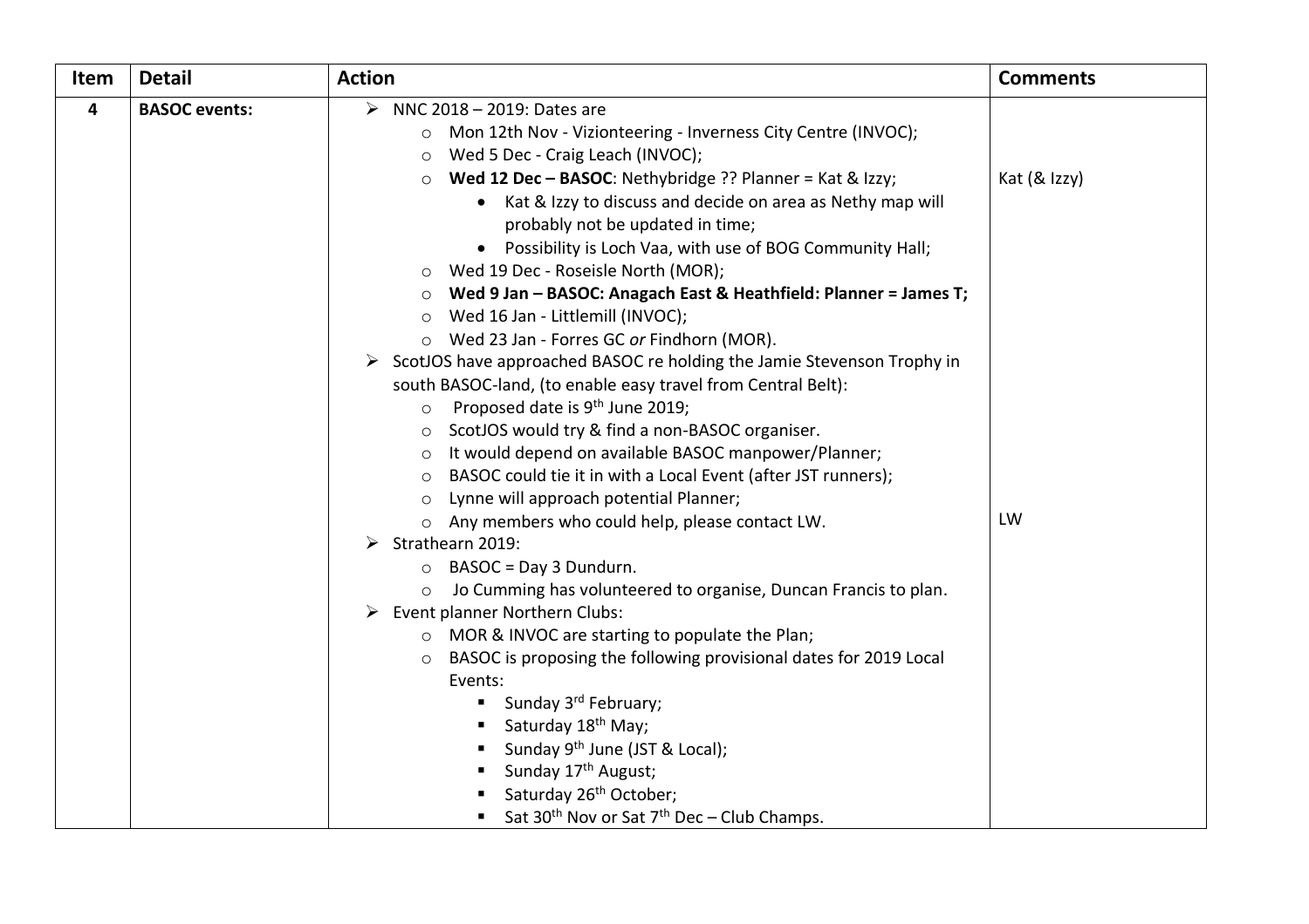| Item | Detail | Action | Comments |
|---|---|---|---|
| **4** | **BASOC events:** | ➢ NNC 2018 – 2019: Dates are<br>○ Mon 12th Nov - Vizionteering - Inverness City Centre (INVOC);<br>○ Wed 5 Dec - Craig Leach (INVOC);<br>○ **Wed 12 Dec – BASOC**: Nethybridge ?? Planner = Kat & Izzy;<br>• Kat & Izzy to discuss and decide on area as Nethy map will probably not be updated in time;<br>• Possibility is Loch Vaa, with use of BOG Community Hall;<br>○ Wed 19 Dec - Roseisle North (MOR);<br>○ **Wed 9 Jan – BASOC: Anagach East & Heathfield: Planner = James T;**<br>○ Wed 16 Jan - Littlemill (INVOC);<br>○ Wed 23 Jan - Forres GC *or* Findhorn (MOR).<br>➢ ScotJOS have approached BASOC re holding the Jamie Stevenson Trophy in south BASOC-land, (to enable easy travel from Central Belt):<br>○ Proposed date is 9th June 2019;<br>○ ScotJOS would try & find a non-BASOC organiser.<br>○ It would depend on available BASOC manpower/Planner;<br>○ BASOC could tie it in with a Local Event (after JST runners);<br>○ Lynne will approach potential Planner;<br>○ Any members who could help, please contact LW.<br>➢ Strathearn 2019:<br>○ BASOC = Day 3 Dundurn.<br>○ Jo Cumming has volunteered to organise, Duncan Francis to plan.<br>➢ Event planner Northern Clubs:<br>○ MOR & INVOC are starting to populate the Plan;<br>○ BASOC is proposing the following provisional dates for 2019 Local Events:<br>▪ Sunday 3rd February;<br>▪ Saturday 18th May;<br>▪ Sunday 9th June (JST & Local);<br>▪ Sunday 17th August;<br>▪ Saturday 26th October;<br>▪ Sat 30th Nov or Sat 7th Dec – Club Champs. | Kat (& Izzy)<br><br><br><br><br><br><br><br><br><br><br><br><br>LW |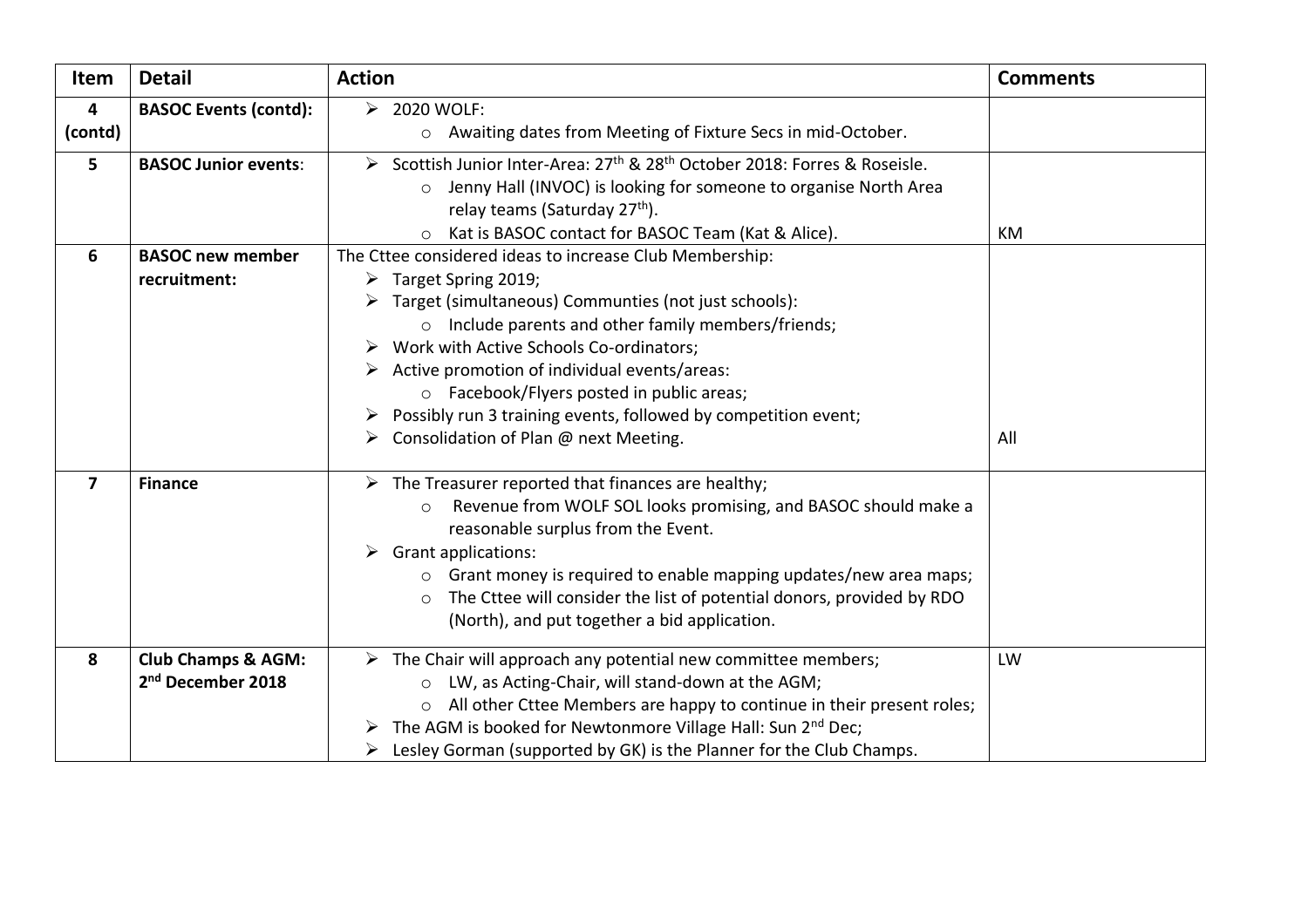| Item | Detail | Action | Comments |
|---|---|---|---|
| **4 (contd)** | **BASOC Events (contd):** | ➢ 2020 WOLF:<br>○ Awaiting dates from Meeting of Fixture Secs in mid-October. | |
| **5** | **BASOC Junior events**: | ➢ Scottish Junior Inter-Area: 27th & 28th October 2018: Forres & Roseisle.<br>○ Jenny Hall (INVOC) is looking for someone to organise North Area relay teams (Saturday 27th).<br>○ Kat is BASOC contact for BASOC Team (Kat & Alice). | KM |
| **6** | **BASOC new member recruitment:** | The Cttee considered ideas to increase Club Membership:<br>➢ Target Spring 2019;<br>➢ Target (simultaneous) Communties (not just schools):<br>○ Include parents and other family members/friends;<br>➢ Work with Active Schools Co-ordinators;<br>➢ Active promotion of individual events/areas:<br>○ Facebook/Flyers posted in public areas;<br>➢ Possibly run 3 training events, followed by competition event;<br>➢ Consolidation of Plan @ next Meeting. | All |
| **7** | **Finance** | ➢ The Treasurer reported that finances are healthy;<br>○ Revenue from WOLF SOL looks promising, and BASOC should make a reasonable surplus from the Event.<br>➢ Grant applications:<br>○ Grant money is required to enable mapping updates/new area maps;<br>○ The Cttee will consider the list of potential donors, provided by RDO (North), and put together a bid application. | |
| **8** | **Club Champs & AGM: 2nd December 2018** | ➢ The Chair will approach any potential new committee members;<br>○ LW, as Acting-Chair, will stand-down at the AGM;<br>○ All other Cttee Members are happy to continue in their present roles;<br>➢ The AGM is booked for Newtonmore Village Hall: Sun 2nd Dec;<br>➢ Lesley Gorman (supported by GK) is the Planner for the Club Champs. | LW |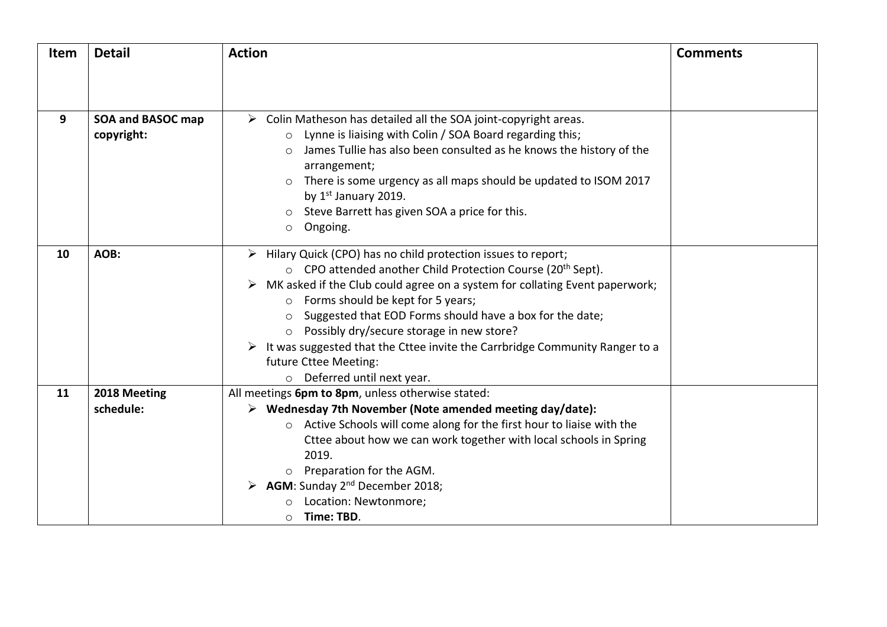| Item | Detail | Action | Comments |
|---|---|---|---|
| 9 | **SOA and BASOC map copyright:** | ➢ Colin Matheson has detailed all the SOA joint-copyright areas.<br>○ Lynne is liaising with Colin / SOA Board regarding this;<br>○ James Tullie has also been consulted as he knows the history of the arrangement;<br>○ There is some urgency as all maps should be updated to ISOM 2017 by 1st January 2019.<br>○ Steve Barrett has given SOA a price for this.<br>○ Ongoing. | |
| 10 | **AOB:** | ➢ Hilary Quick (CPO) has no child protection issues to report;<br>○ CPO attended another Child Protection Course (20th Sept).<br>➢ MK asked if the Club could agree on a system for collating Event paperwork;<br>○ Forms should be kept for 5 years;<br>○ Suggested that EOD Forms should have a box for the date;<br>○ Possibly dry/secure storage in new store?<br>➢ It was suggested that the Cttee invite the Carrbridge Community Ranger to a future Cttee Meeting:<br>○ Deferred until next year. | |
| 11 | **2018 Meeting schedule:** | All meetings **6pm to 8pm**, unless otherwise stated:<br>➢ **Wednesday 7th November (Note amended meeting day/date):**<br>○ Active Schools will come along for the first hour to liaise with the Cttee about how we can work together with local schools in Spring 2019.<br>○ Preparation for the AGM.<br>➢ **AGM**: Sunday 2nd December 2018;<br>○ Location: Newtonmore;<br>○ **Time: TBD**. | |